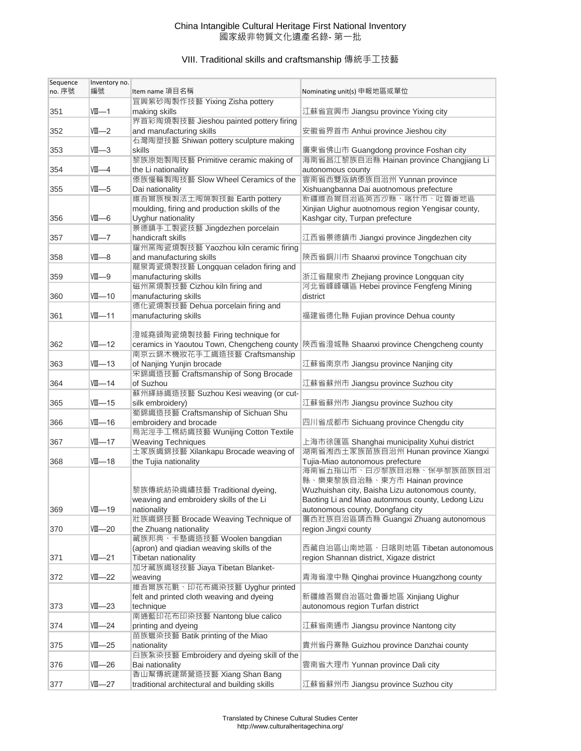# China Intangible Cultural Heritage First National Inventory
# 國家級非物質文化遺產名錄- 第一批

## VIII. Traditional skills and craftsmanship 傳統手工技藝

| Sequence no. 序號 | Inventory no. 編號 | Item name 項目名稱 | Nominating unit(s) 申報地區或單位 |
|---|---|---|---|
| 351 | Ⅷ—1 | 宜興紫砂陶製作技藝 Yixing Zisha pottery making skills | 江蘇省宜興市 Jiangsu province Yixing city |
| 352 | Ⅷ—2 | 界首彩陶燒製技藝 Jieshou painted pottery firing and manufacturing skills | 安徽省界首市 Anhui province Jieshou city |
| 353 | Ⅷ—3 | 石灣陶塑技藝 Shiwan pottery sculpture making skills | 廣東省佛山市 Guangdong province Foshan city |
| 354 | Ⅷ—4 | 黎族原始製陶技藝 Primitive ceramic making of the Li nationality | 海南省昌江黎族自治縣 Hainan province Changjiang Li autonomous county |
| 355 | Ⅷ—5 | 傣族慢輪製陶技藝 Slow Wheel Ceramics of the Dai nationality | 雲南省西雙版納傣族自治州 Yunnan province Xishuangbanna Dai auotnomous prefecture |
| 356 | Ⅷ—6 | 維吾爾族模製法土陶燒製技藝 Earth pottery moulding, firing and production skills of the Uyghur nationality | 新疆維吾爾自治區英吉沙縣、喀什市、吐魯番地區 Xinjian Uighur auotnomous region Yengisar county, Kashgar city, Turpan prefecture |
| 357 | Ⅷ—7 | 景德鎮手工製瓷技藝 Jingdezhen porcelain handicraft skills | 江西省景德鎮市 Jiangxi province Jingdezhen city |
| 358 | Ⅷ—8 | 耀州窯陶瓷燒製技藝 Yaozhou kiln ceramic firing and manufacturing skills | 陝西省銅川市 Shaanxi province Tongchuan city |
| 359 | Ⅷ—9 | 龍泉青瓷燒製技藝 Longquan celadon firing and manufacturing skills | 浙江省龍泉市 Zhejiang province Longquan city |
| 360 | Ⅷ—10 | 磁州窯燒製技藝 Cizhou kiln firing and manufacturing skills | 河北省峰峰礦區 Hebei province Fengfeng Mining district |
| 361 | Ⅷ—11 | 德化瓷燒製技藝 Dehua porcelain firing and manufacturing skills | 福建省德化縣 Fujian province Dehua county |
| 362 | Ⅷ—12 | 澄城堯頭陶瓷燒製技藝 Firing technique for ceramics in Yaoutou Town, Chengcheng county | 陝西省澄城縣 Shaanxi province Chengcheng county |
| 363 | Ⅷ—13 | 南京云錦木機妝花手工織造技藝 Craftsmanship of Nanjing Yunjin brocade | 江蘇省南京市 Jiangsu province Nanjing city |
| 364 | Ⅷ—14 | 宋錦織造技藝 Craftsmanship of Song Brocade of Suzhou | 江蘇省蘇州市 Jiangsu province Suzhou city |
| 365 | Ⅷ—15 | 蘇州緙絲織造技藝 Suzhou Kesi weaving (or cut-silk embroidery) | 江蘇省蘇州市 Jiangsu province Suzhou city |
| 366 | Ⅷ—16 | 蜀錦織造技藝 Craftsmanship of Sichuan Shu embroidery and brocade | 四川省成都市 Sichuang province Chengdu city |
| 367 | Ⅷ—17 | 烏泥涇手工棉紡織技藝 Wunijing Cotton Textile Weaving Techniques | 上海市徐匯區 Shanghai municipality Xuhui district |
| 368 | Ⅷ—18 | 土家族織錦技藝 Xilankapu Brocade weaving of the Tujia nationality | 湖南省湘西土家族苗族自治州 Hunan province Xiangxi Tujia-Miao autonomous prefecture |
| 369 | Ⅷ—19 | 黎族傳統紡染織繡技藝 Traditional dyeing, weaving and embroidery skills of the Li nationality | 海南省五指山市、白沙黎族自治縣、保亭黎族苗族自治縣、樂東黎族自治縣、東方市 Hainan province Wuzhuishan city, Baisha Lizu autonomous county, Baoting Li and Miao autonmous county, Ledong Lizu autonomous county, Dongfang city |
| 370 | Ⅷ—20 | 壯族織錦技藝 Brocade Weaving Technique of the Zhuang nationality | 廣西壯族自治區靖西縣 Guangxi Zhuang autonomous region Jingxi county |
| 371 | Ⅷ—21 | 藏族邦典、卡墊織造技藝 Woolen bangdian (apron) and qiadian weaving skills of the Tibetan nationality | 西藏自治區山南地區、日喀則地區 Tibetan autonomous region Shannan district, Xigaze district |
| 372 | Ⅷ—22 | 加牙藏族織毯技藝 Jiaya Tibetan Blanket-weaving | 青海省湟中縣 Qinghai province Huangzhong county |
| 373 | Ⅷ—23 | 維吾爾族花氈、印花布織染技藝 Uyghur printed felt and printed cloth weaving and dyeing technique | 新疆維吾爾自治區吐魯番地區 Xinjiang Uighur autonomous region Turfan district |
| 374 | Ⅷ—24 | 南通藍印花布印染技藝 Nantong blue calico printing and dyeing | 江蘇省南通市 Jiangsu province Nantong city |
| 375 | Ⅷ—25 | 苗族蠟染技藝 Batik printing of the Miao nationality | 貴州省丹寨縣 Guizhou province Danzhai county |
| 376 | Ⅷ—26 | 白族紮染技藝 Embroidery and dyeing skill of the Bai nationality | 雲南省大理市 Yunnan province Dali city |
| 377 | Ⅷ—27 | 香山幫傳統建築營造技藝 Xiang Shan Bang traditional architectural and building skills | 江蘇省蘇州市 Jiangsu province Suzhou city |

Translated by Chinese Cultural Studies Center
http://www.culturalheritagechina.org/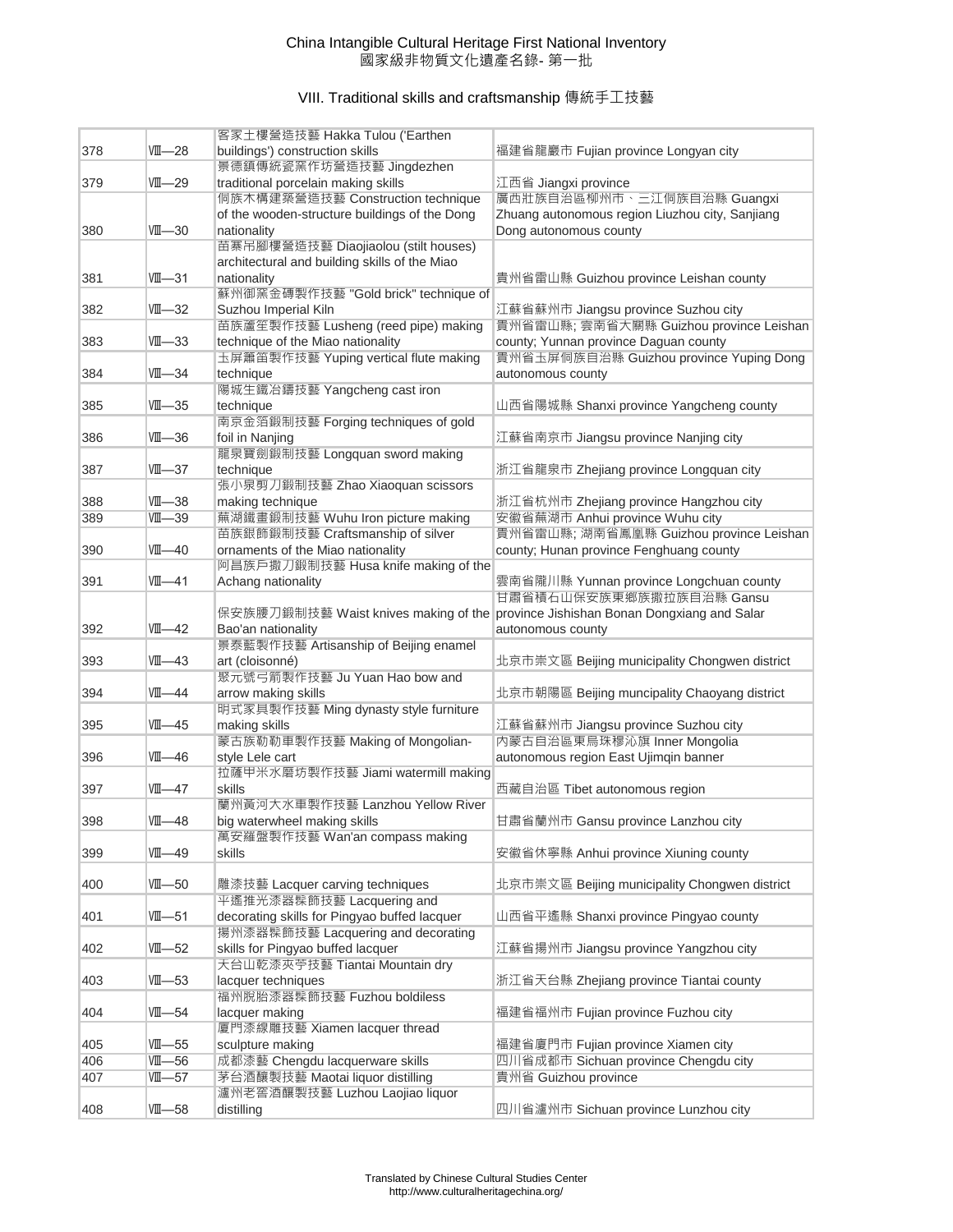China Intangible Cultural Heritage First National Inventory
國家級非物質文化遺產名錄- 第一批

## VIII. Traditional skills and craftsmanship 傳統手工技藝

| | | | |
|---|---|---|---|
| 378 | Ⅷ—28 | 客家土樓營造技藝 Hakka Tulou ('Earthen buildings') construction skills | 福建省龍巖市 Fujian province Longyan city |
| 379 | Ⅷ—29 | 景德鎮傳統瓷窯作坊營造技藝 Jingdezhen traditional porcelain making skills | 江西省 Jiangxi province |
| 380 | Ⅷ—30 | 侗族木構建築營造技藝 Construction technique of the wooden-structure buildings of the Dong nationality | 廣西壯族自治區柳州市、三江侗族自治縣 Guangxi Zhuang autonomous region Liuzhou city, Sanjiang Dong autonomous county |
| 381 | Ⅷ—31 | 苗寨吊腳樓營造技藝 Diaojiaolou (stilt houses) architectural and building skills of the Miao nationality | 貴州省雷山縣 Guizhou province Leishan county |
| 382 | Ⅷ—32 | 蘇州御窯金磚製作技藝 "Gold brick" technique of Suzhou Imperial Kiln | 江蘇省蘇州市 Jiangsu province Suzhou city |
| 383 | Ⅷ—33 | 苗族蘆笙製作技藝 Lusheng (reed pipe) making technique of the Miao nationality | 貴州省雷山縣; 雲南省大關縣 Guizhou province Leishan county; Yunnan province Daguan county |
| 384 | Ⅷ—34 | 玉屏簫笛製作技藝 Yuping vertical flute making technique | 貴州省玉屏侗族自治縣 Guizhou province Yuping Dong autonomous county |
| 385 | Ⅷ—35 | 陽城生鐵冶鑄技藝 Yangcheng cast iron technique | 山西省陽城縣 Shanxi province Yangcheng county |
| 386 | Ⅷ—36 | 南京金箔鍛制技藝 Forging techniques of gold foil in Nanjing | 江蘇省南京市 Jiangsu province Nanjing city |
| 387 | Ⅷ—37 | 龍泉寶劍鍛制技藝 Longquan sword making technique | 浙江省龍泉市 Zhejiang province Longquan city |
| 388 | Ⅷ—38 | 張小泉剪刀鍛制技藝 Zhao Xiaoquan scissors making technique | 浙江省杭州市 Zhejiang province Hangzhou city |
| 389 | Ⅷ—39 | 蕪湖鐵畫鍛制技藝 Wuhu Iron picture making | 安徽省蕪湖市 Anhui province Wuhu city |
| 390 | Ⅷ—40 | 苗族銀飾鍛制技藝 Craftsmanship of silver ornaments of the Miao nationality | 貴州省雷山縣; 湖南省鳳凰縣 Guizhou province Leishan county; Hunan province Fenghuang county |
| 391 | Ⅷ—41 | 阿昌族戶撒刀鍛制技藝 Husa knife making of the Achang nationality | 雲南省隴川縣 Yunnan province Longchuan county |
| 392 | Ⅷ—42 | 保安族腰刀鍛制技藝 Waist knives making of the Bao'an nationality | 甘肅省積石山保安族東鄉族撒拉族自治縣 Gansu province Jishishan Bonan Dongxiang and Salar autonomous county |
| 393 | Ⅷ—43 | 景泰藍製作技藝 Artisanship of Beijing enamel art (cloisonné) | 北京市崇文區 Beijing municipality Chongwen district |
| 394 | Ⅷ—44 | 聚元號弓箭製作技藝 Ju Yuan Hao bow and arrow making skills | 北京市朝陽區 Beijing muncipality Chaoyang district |
| 395 | Ⅷ—45 | 明式家具製作技藝 Ming dynasty style furniture making skills | 江蘇省蘇州市 Jiangsu province Suzhou city |
| 396 | Ⅷ—46 | 蒙古族勒勒車製作技藝 Making of Mongolian-style Lele cart | 內蒙古自治區東烏珠穆沁旗 Inner Mongolia autonomous region East Ujimqin banner |
| 397 | Ⅷ—47 | 拉薩甲米水磨坊製作技藝 Jiami watermill making skills | 西藏自治區 Tibet autonomous region |
| 398 | Ⅷ—48 | 蘭州黃河大水車製作技藝 Lanzhou Yellow River big waterwheel making skills | 甘肅省蘭州市 Gansu province Lanzhou city |
| 399 | Ⅷ—49 | 萬安羅盤製作技藝 Wan'an compass making skills | 安徽省休寧縣 Anhui province Xiuning county |
| 400 | Ⅷ—50 | 雕漆技藝 Lacquer carving techniques | 北京市崇文區 Beijing municipality Chongwen district |
| 401 | Ⅷ—51 | 平遙推光漆器髹飾技藝 Lacquering and decorating skills for Pingyao buffed lacquer | 山西省平遙縣 Shanxi province Pingyao county |
| 402 | Ⅷ—52 | 揚州漆器髹飾技藝 Lacquering and decorating skills for Pingyao buffed lacquer | 江蘇省揚州市 Jiangsu province Yangzhou city |
| 403 | Ⅷ—53 | 天台山乾漆夾苧技藝 Tiantai Mountain dry lacquer techniques | 浙江省天台縣 Zhejiang province Tiantai county |
| 404 | Ⅷ—54 | 福州脫胎漆器髹飾技藝 Fuzhou boldiless lacquer making | 福建省福州市 Fujian province Fuzhou city |
| 405 | Ⅷ—55 | 廈門漆線雕技藝 Xiamen lacquer thread sculpture making | 福建省廈門市 Fujian province Xiamen city |
| 406 | Ⅷ—56 | 成都漆藝 Chengdu lacquerware skills | 四川省成都市 Sichuan province Chengdu city |
| 407 | Ⅷ—57 | 茅台酒釀製技藝 Maotai liquor distilling | 貴州省 Guizhou province |
| 408 | Ⅷ—58 | 瀘州老窖酒釀製技藝 Luzhou Laojiao liquor distilling | 四川省瀘州市 Sichuan province Lunzhou city |

Translated by Chinese Cultural Studies Center
http://www.culturalheritagechina.org/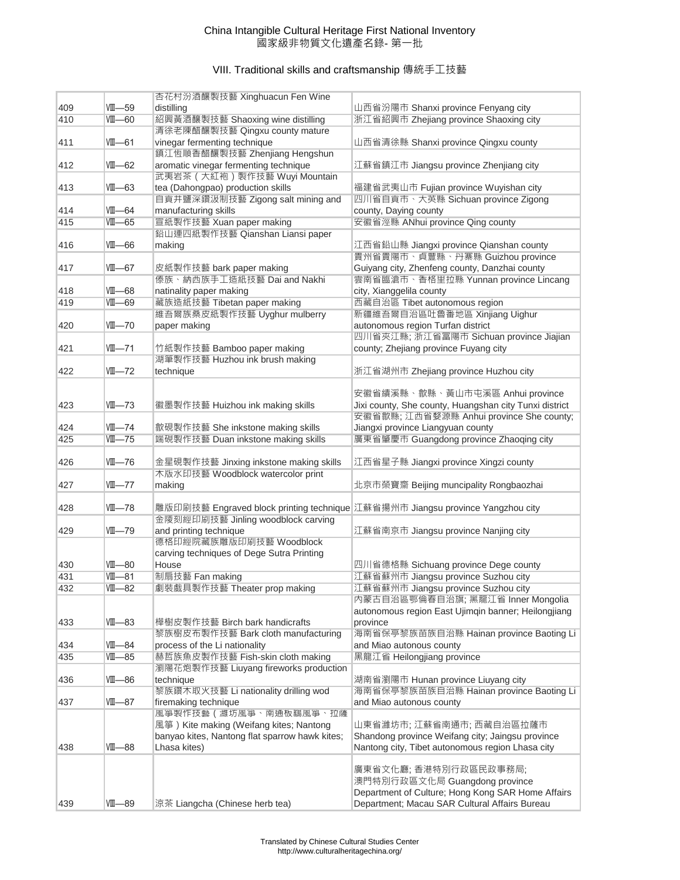China Intangible Cultural Heritage First National Inventory
國家級非物質文化遺產名錄- 第一批

VIII. Traditional skills and craftsmanship 傳統手工技藝

| | | | |
|---|---|---|---|
| 409 | Ⅷ—59 | 杏花村汾酒釀製技藝 Xinghuacun Fen Wine distilling | 山西省汾陽市 Shanxi province Fenyang city |
| 410 | Ⅷ—60 | 紹興黃酒釀製技藝 Shaoxing wine distilling | 浙江省紹興市 Zhejiang province Shaoxing city |
| 411 | Ⅷ—61 | 清徐老陳醋釀製技藝 Qingxu county mature vinegar fermenting technique | 山西省清徐縣 Shanxi province Qingxu county |
| 412 | Ⅷ—62 | 鎮江恒順香醋釀製技藝 Zhenjiang Hengshun aromatic vinegar fermenting technique | 江蘇省鎮江市 Jiangsu province Zhenjiang city |
| 413 | Ⅷ—63 | 武夷岩茶（大紅袍）製作技藝 Wuyi Mountain tea (Dahongpao) production skills | 福建省武夷山市 Fujian province Wuyishan city |
| 414 | Ⅷ—64 | 自貢井鹽深鑽汲制技藝 Zigong salt mining and manufacturing skills | 四川省自貢市、大英縣 Sichuan province Zigong county, Daying county |
| 415 | Ⅷ—65 | 宣紙製作技藝 Xuan paper making | 安徽省涇縣 ANhui province Qing county |
| 416 | Ⅷ—66 | 鉛山連四紙製作技藝 Qianshan Liansi paper making | 江西省鉛山縣 Jiangxi province Qianshan county |
| 417 | Ⅷ—67 | 皮紙製作技藝 bark paper making | 貴州省貴陽市、貞豐縣、丹寨縣 Guizhou province Guiyang city, Zhenfeng county, Danzhai county |
| 418 | Ⅷ—68 | 傣族、納西族手工造紙技藝 Dai and Nakhi natinality paper making | 雲南省臨滄市、香格里拉縣 Yunnan province Lincang city, Xianggelila county |
| 419 | Ⅷ—69 | 藏族造紙技藝 Tibetan paper making | 西藏自治區 Tibet autonomous region |
| 420 | Ⅷ—70 | 維吾爾族桑皮紙製作技藝 Uyghur mulberry paper making | 新疆維吾爾自治區吐魯番地區 Xinjiang Uighur autonomous region Turfan district |
| 421 | Ⅷ—71 | 竹紙製作技藝 Bamboo paper making | 四川省夾江縣; 浙江省富陽市 Sichuan province Jiajian county; Zhejiang province Fuyang city |
| 422 | Ⅷ—72 | 湖筆製作技藝 Huzhou ink brush making technique | 浙江省湖州市 Zhejiang province Huzhou city |
| 423 | Ⅷ—73 | 徽墨製作技藝 Huizhou ink making skills | 安徽省績溪縣、歙縣、黃山市屯溪區 Anhui province Jixi county, She county, Huangshan city Tunxi district |
| 424 | Ⅷ—74 | 歙硯製作技藝 She inkstone making skills | 安徽省歙縣; 江西省婺源縣 Anhui province She county; Jiangxi province Liangyuan county |
| 425 | Ⅷ—75 | 端硯製作技藝 Duan inkstone making skills | 廣東省肇慶市 Guangdong province Zhaoqing city |
| 426 | Ⅷ—76 | 金星硯製作技藝 Jinxing inkstone making skills | 江西省星子縣 Jiangxi province Xingzi county |
| 427 | Ⅷ—77 | 木版水印技藝 Woodblock watercolor print making | 北京市榮寶齋 Beijing muncipality Rongbaozhai |
| 428 | Ⅷ—78 | 雕版印刷技藝 Engraved block printing technique | 江蘇省揚州市 Jiangsu province Yangzhou city |
| 429 | Ⅷ—79 | 金陵刻經印刷技藝 Jinling woodblock carving and printing technique | 江蘇省南京市 Jiangsu province Nanjing city |
| 430 | Ⅷ—80 | 德格印經院藏族雕版印刷技藝 Woodblock carving techniques of Dege Sutra Printing House | 四川省德格縣 Sichuang province Dege county |
| 431 | Ⅷ—81 | 制扇技藝 Fan making | 江蘇省蘇州市 Jiangsu province Suzhou city |
| 432 | Ⅷ—82 | 劇裝戲具製作技藝 Theater prop making | 江蘇省蘇州市 Jiangsu province Suzhou city |
| 433 | Ⅷ—83 | 樺樹皮製作技藝 Birch bark handicrafts | 內蒙古自治區鄂倫春自治旗; 黑龍江省 Inner Mongolia autonomous region East Ujimqin banner; Heilongjiang province |
| 434 | Ⅷ—84 | 黎族樹皮布製作技藝 Bark cloth manufacturing process of the Li nationality | 海南省保亭黎族苗族自治縣 Hainan province Baoting Li and Miao autonous county |
| 435 | Ⅷ—85 | 赫哲族魚皮製作技藝 Fish-skin cloth making | 黑龍江省 Heilongjiang province |
| 436 | Ⅷ—86 | 瀏陽花炮製作技藝 Liuyang fireworks production technique | 湖南省瀏陽市 Hunan province Liuyang city |
| 437 | Ⅷ—87 | 黎族鑽木取火技藝 Li nationality drilling wod firemaking technique | 海南省保亭黎族苗族自治縣 Hainan province Baoting Li and Miao autonous county |
| 438 | Ⅷ—88 | 風箏製作技藝（濰坊風箏、南通板鷂風箏、拉薩風箏）Kite making (Weifang kites; Nantong banyao kites, Nantong flat sparrow hawk kites; Lhasa kites) | 山東省濰坊市; 江蘇省南通市; 西藏自治區拉薩市 Shandong province Weifang city; Jaingsu province Nantong city, Tibet autonomous region Lhasa city |
| 439 | Ⅷ—89 | 涼茶 Liangcha (Chinese herb tea) | 廣東省文化廳; 香港特別行政區民政事務局; 澳門特別行政區文化局 Guangdong province Department of Culture; Hong Kong SAR Home Affairs Department; Macau SAR Cultural Affairs Bureau |

Translated by Chinese Cultural Studies Center
http://www.culturalheritagechina.org/